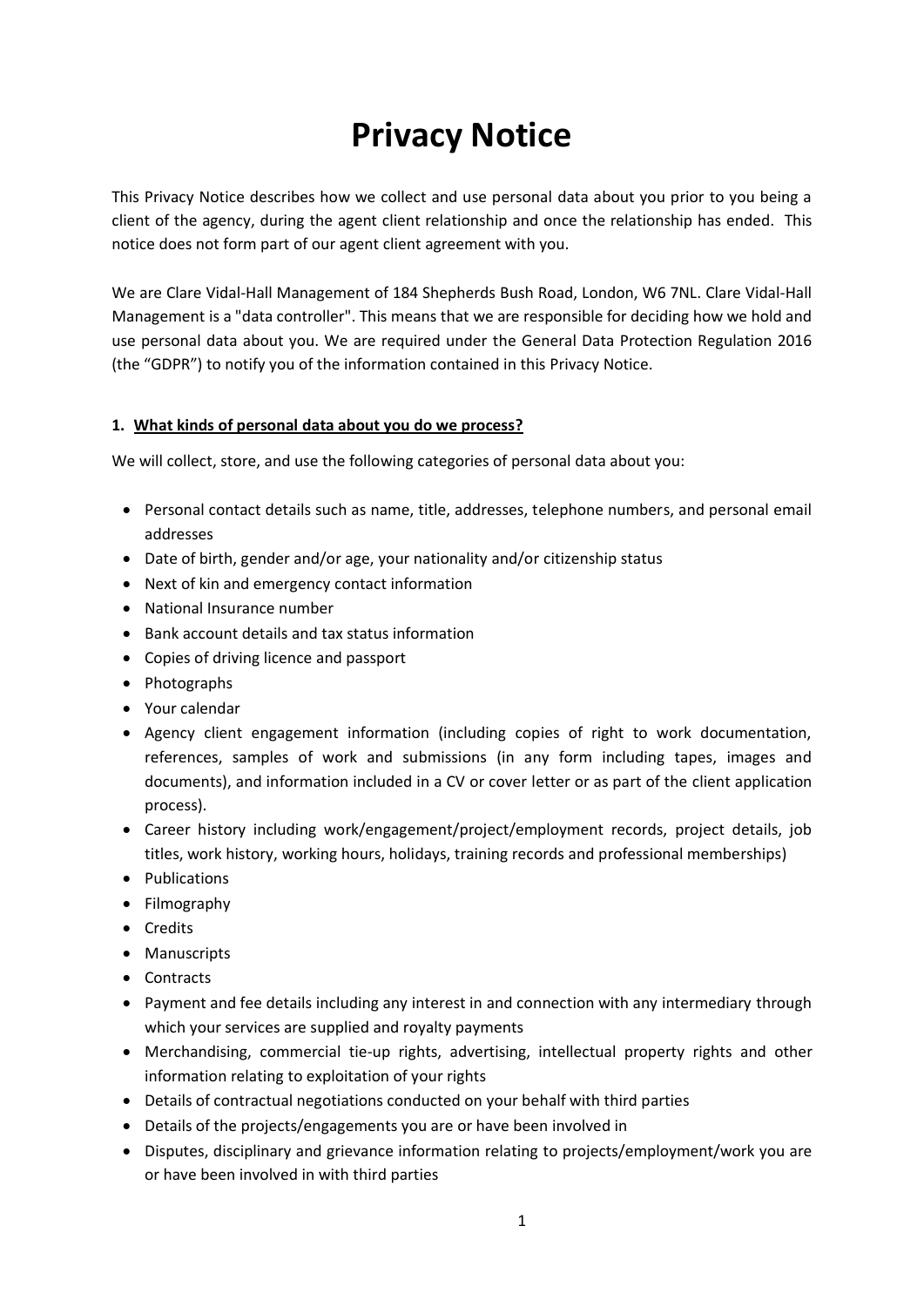# Privacy Notice

This Privacy Notice describes how we collect and use personal data about you prior to you being a client of the agency, during the agent client relationship and once the relationship has ended. This notice does not form part of our agent client agreement with you.

We are Clare Vidal-Hall Management of 184 Shepherds Bush Road, London, W6 7NL. Clare Vidal-Hall Management is a "data controller". This means that we are responsible for deciding how we hold and use personal data about you. We are required under the General Data Protection Regulation 2016 (the "GDPR") to notify you of the information contained in this Privacy Notice.

## 1. What kinds of personal data about you do we process?

We will collect, store, and use the following categories of personal data about you:

- Personal contact details such as name, title, addresses, telephone numbers, and personal email addresses
- Date of birth, gender and/or age, your nationality and/or citizenship status
- Next of kin and emergency contact information
- National Insurance number
- Bank account details and tax status information
- Copies of driving licence and passport
- Photographs
- Your calendar
- Agency client engagement information (including copies of right to work documentation, references, samples of work and submissions (in any form including tapes, images and documents), and information included in a CV or cover letter or as part of the client application process).
- Career history including work/engagement/project/employment records, project details, job titles, work history, working hours, holidays, training records and professional memberships)
- Publications
- Filmography
- Credits
- Manuscripts
- Contracts
- Payment and fee details including any interest in and connection with any intermediary through which your services are supplied and royalty payments
- Merchandising, commercial tie-up rights, advertising, intellectual property rights and other information relating to exploitation of your rights
- Details of contractual negotiations conducted on your behalf with third parties
- Details of the projects/engagements you are or have been involved in
- Disputes, disciplinary and grievance information relating to projects/employment/work you are or have been involved in with third parties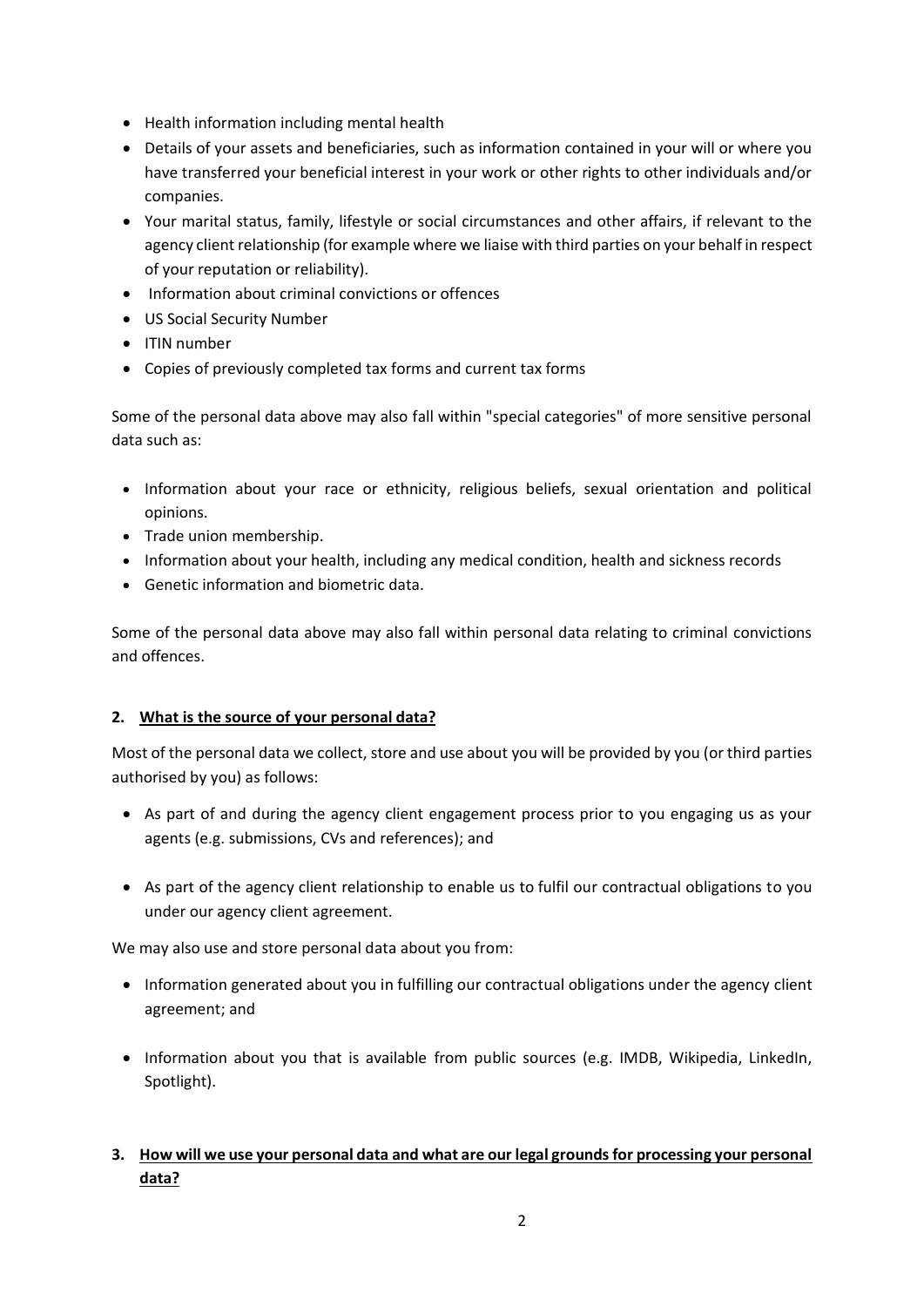- Health information including mental health
- Details of your assets and beneficiaries, such as information contained in your will or where you have transferred your beneficial interest in your work or other rights to other individuals and/or companies.
- Your marital status, family, lifestyle or social circumstances and other affairs, if relevant to the agency client relationship (for example where we liaise with third parties on your behalf in respect of your reputation or reliability).
- Information about criminal convictions or offences
- US Social Security Number
- ITIN number
- Copies of previously completed tax forms and current tax forms

Some of the personal data above may also fall within "special categories" of more sensitive personal data such as:

- Information about your race or ethnicity, religious beliefs, sexual orientation and political opinions.
- Trade union membership.
- Information about your health, including any medical condition, health and sickness records
- Genetic information and biometric data.

Some of the personal data above may also fall within personal data relating to criminal convictions and offences.

## 2. <u>What is the source of your personal data?</u>

Most of the personal data we collect, store and use about you will be provided by you (or third parties authorised by you) as follows:

- As part of and during the agency client engagement process prior to you engaging us as your agents (e.g. submissions, CVs and references); and

- As part of the agency client relationship to enable us to fulfil our contractual obligations to you under our agency client agreement.

We may also use and store personal data about you from:

- Information generated about you in fulfilling our contractual obligations under the agency client agreement; and

- Information about you that is available from public sources (e.g. IMDB, Wikipedia, LinkedIn, Spotlight).

## 3. <u>How will we use your personal data and what are our legal grounds for processing your personal data?</u>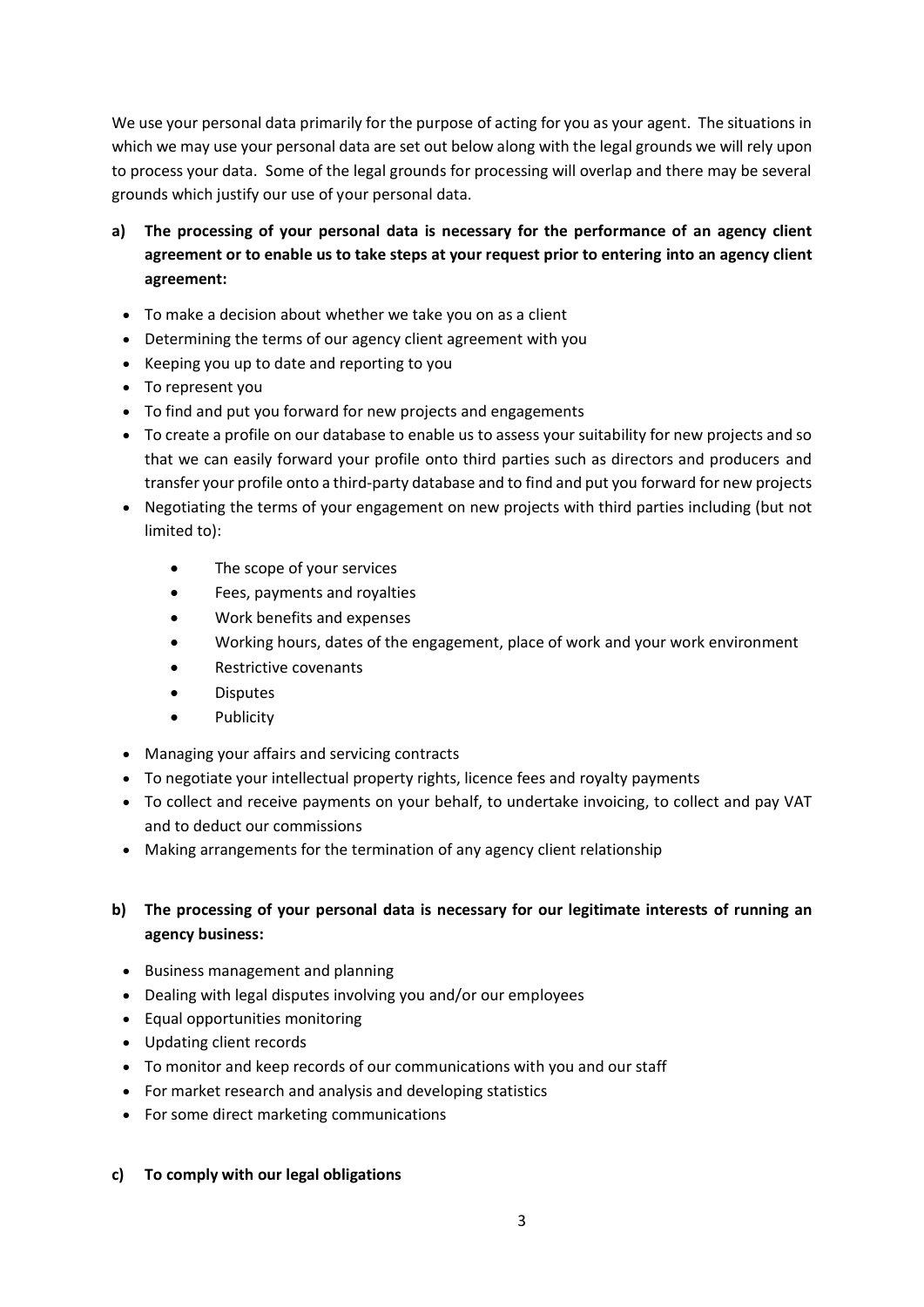We use your personal data primarily for the purpose of acting for you as your agent. The situations in which we may use your personal data are set out below along with the legal grounds we will rely upon to process your data. Some of the legal grounds for processing will overlap and there may be several grounds which justify our use of your personal data.

**a) The processing of your personal data is necessary for the performance of an agency client agreement or to enable us to take steps at your request prior to entering into an agency client agreement:**

- To make a decision about whether we take you on as a client
- Determining the terms of our agency client agreement with you
- Keeping you up to date and reporting to you
- To represent you
- To find and put you forward for new projects and engagements
- To create a profile on our database to enable us to assess your suitability for new projects and so that we can easily forward your profile onto third parties such as directors and producers and transfer your profile onto a third-party database and to find and put you forward for new projects
- Negotiating the terms of your engagement on new projects with third parties including (but not limited to):
    - The scope of your services
    - Fees, payments and royalties
    - Work benefits and expenses
    - Working hours, dates of the engagement, place of work and your work environment
    - Restrictive covenants
    - Disputes
    - Publicity
- Managing your affairs and servicing contracts
- To negotiate your intellectual property rights, licence fees and royalty payments
- To collect and receive payments on your behalf, to undertake invoicing, to collect and pay VAT and to deduct our commissions
- Making arrangements for the termination of any agency client relationship

**b) The processing of your personal data is necessary for our legitimate interests of running an agency business:**

- Business management and planning
- Dealing with legal disputes involving you and/or our employees
- Equal opportunities monitoring
- Updating client records
- To monitor and keep records of our communications with you and our staff
- For market research and analysis and developing statistics
- For some direct marketing communications

**c) To comply with our legal obligations**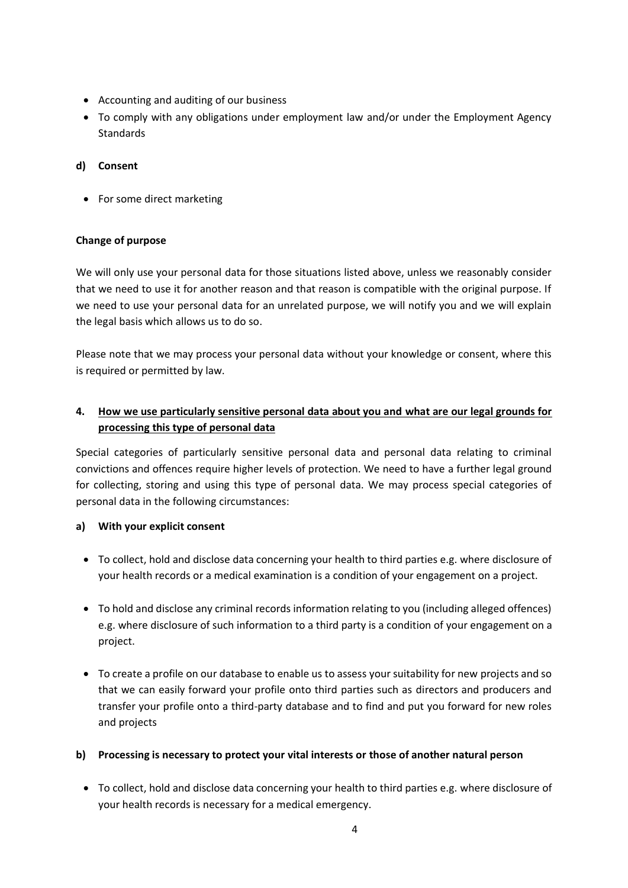- Accounting and auditing of our business
- To comply with any obligations under employment law and/or under the Employment Agency Standards

**d) Consent**

- For some direct marketing

**Change of purpose**

We will only use your personal data for those situations listed above, unless we reasonably consider that we need to use it for another reason and that reason is compatible with the original purpose. If we need to use your personal data for an unrelated purpose, we will notify you and we will explain the legal basis which allows us to do so.

Please note that we may process your personal data without your knowledge or consent, where this is required or permitted by law.

## 4. How we use particularly sensitive personal data about you and what are our legal grounds for processing this type of personal data

Special categories of particularly sensitive personal data and personal data relating to criminal convictions and offences require higher levels of protection. We need to have a further legal ground for collecting, storing and using this type of personal data. We may process special categories of personal data in the following circumstances:

**a) With your explicit consent**

- To collect, hold and disclose data concerning your health to third parties e.g. where disclosure of your health records or a medical examination is a condition of your engagement on a project.
- To hold and disclose any criminal records information relating to you (including alleged offences) e.g. where disclosure of such information to a third party is a condition of your engagement on a project.
- To create a profile on our database to enable us to assess your suitability for new projects and so that we can easily forward your profile onto third parties such as directors and producers and transfer your profile onto a third-party database and to find and put you forward for new roles and projects

**b) Processing is necessary to protect your vital interests or those of another natural person**

- To collect, hold and disclose data concerning your health to third parties e.g. where disclosure of your health records is necessary for a medical emergency.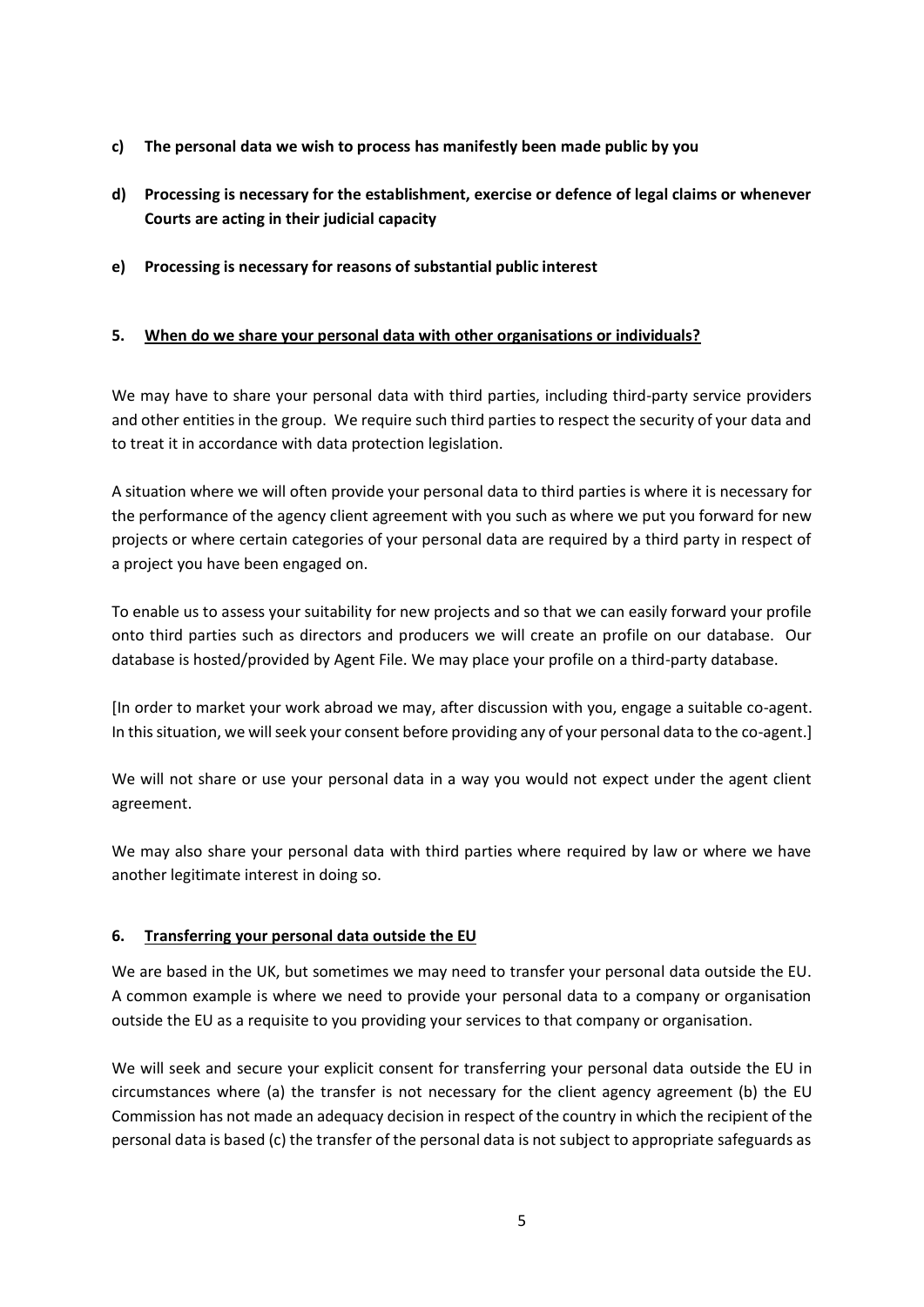**c) The personal data we wish to process has manifestly been made public by you**

**d) Processing is necessary for the establishment, exercise or defence of legal claims or whenever Courts are acting in their judicial capacity**

**e) Processing is necessary for reasons of substantial public interest**

## 5. When do we share your personal data with other organisations or individuals?

We may have to share your personal data with third parties, including third-party service providers and other entities in the group. We require such third parties to respect the security of your data and to treat it in accordance with data protection legislation.

A situation where we will often provide your personal data to third parties is where it is necessary for the performance of the agency client agreement with you such as where we put you forward for new projects or where certain categories of your personal data are required by a third party in respect of a project you have been engaged on.

To enable us to assess your suitability for new projects and so that we can easily forward your profile onto third parties such as directors and producers we will create an profile on our database. Our database is hosted/provided by Agent File. We may place your profile on a third-party database.

[In order to market your work abroad we may, after discussion with you, engage a suitable co-agent. In this situation, we will seek your consent before providing any of your personal data to the co-agent.]

We will not share or use your personal data in a way you would not expect under the agent client agreement.

We may also share your personal data with third parties where required by law or where we have another legitimate interest in doing so.

## 6. Transferring your personal data outside the EU

We are based in the UK, but sometimes we may need to transfer your personal data outside the EU. A common example is where we need to provide your personal data to a company or organisation outside the EU as a requisite to you providing your services to that company or organisation.

We will seek and secure your explicit consent for transferring your personal data outside the EU in circumstances where (a) the transfer is not necessary for the client agency agreement (b) the EU Commission has not made an adequacy decision in respect of the country in which the recipient of the personal data is based (c) the transfer of the personal data is not subject to appropriate safeguards as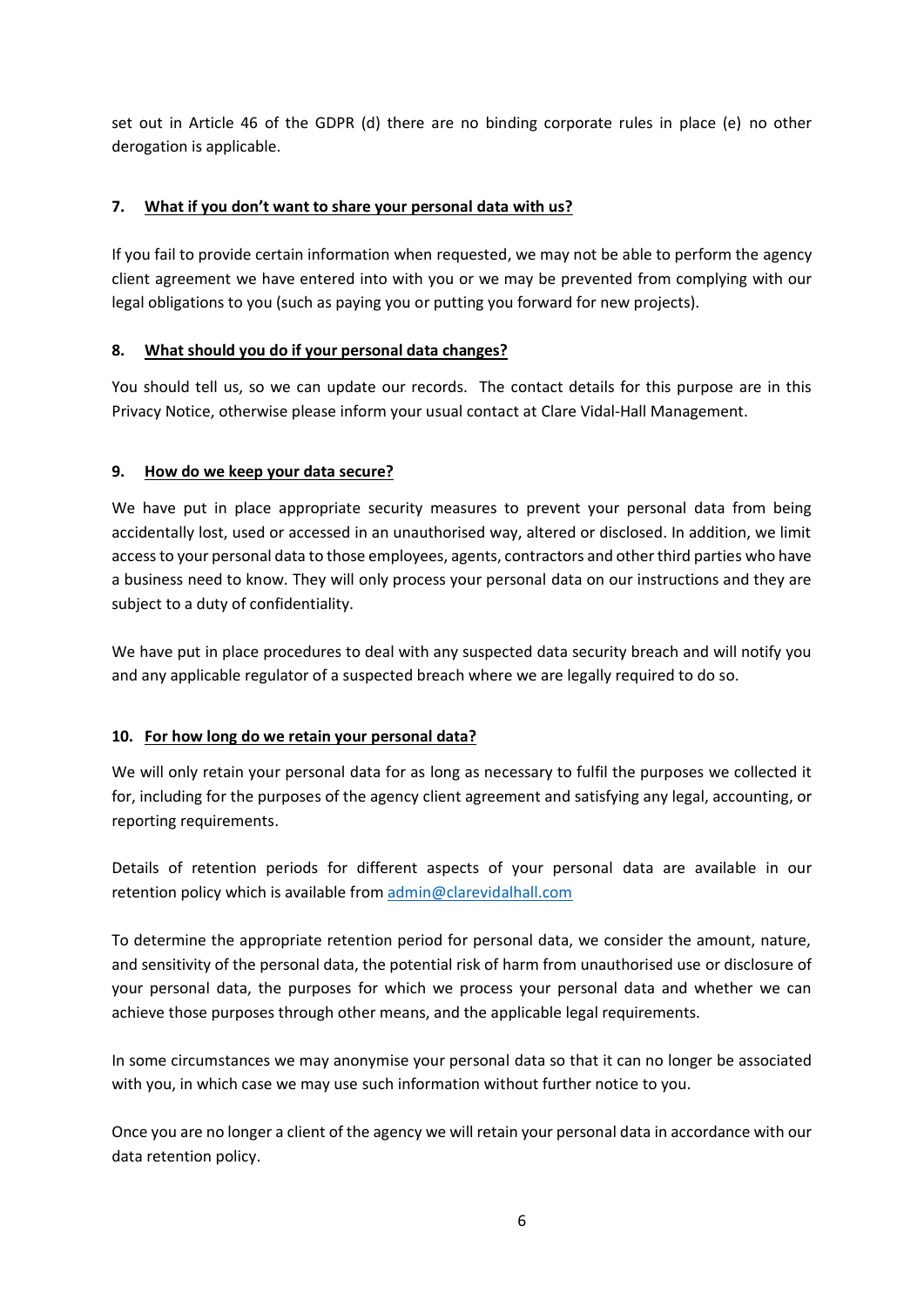set out in Article 46 of the GDPR (d) there are no binding corporate rules in place (e) no other derogation is applicable.

## 7. What if you don't want to share your personal data with us?

If you fail to provide certain information when requested, we may not be able to perform the agency client agreement we have entered into with you or we may be prevented from complying with our legal obligations to you (such as paying you or putting you forward for new projects).

## 8. What should you do if your personal data changes?

You should tell us, so we can update our records. The contact details for this purpose are in this Privacy Notice, otherwise please inform your usual contact at Clare Vidal-Hall Management.

## 9. How do we keep your data secure?

We have put in place appropriate security measures to prevent your personal data from being accidentally lost, used or accessed in an unauthorised way, altered or disclosed. In addition, we limit access to your personal data to those employees, agents, contractors and other third parties who have a business need to know. They will only process your personal data on our instructions and they are subject to a duty of confidentiality.

We have put in place procedures to deal with any suspected data security breach and will notify you and any applicable regulator of a suspected breach where we are legally required to do so.

## 10. For how long do we retain your personal data?

We will only retain your personal data for as long as necessary to fulfil the purposes we collected it for, including for the purposes of the agency client agreement and satisfying any legal, accounting, or reporting requirements.

Details of retention periods for different aspects of your personal data are available in our retention policy which is available from admin@clarevidalhall.com

To determine the appropriate retention period for personal data, we consider the amount, nature, and sensitivity of the personal data, the potential risk of harm from unauthorised use or disclosure of your personal data, the purposes for which we process your personal data and whether we can achieve those purposes through other means, and the applicable legal requirements.

In some circumstances we may anonymise your personal data so that it can no longer be associated with you, in which case we may use such information without further notice to you.

Once you are no longer a client of the agency we will retain your personal data in accordance with our data retention policy.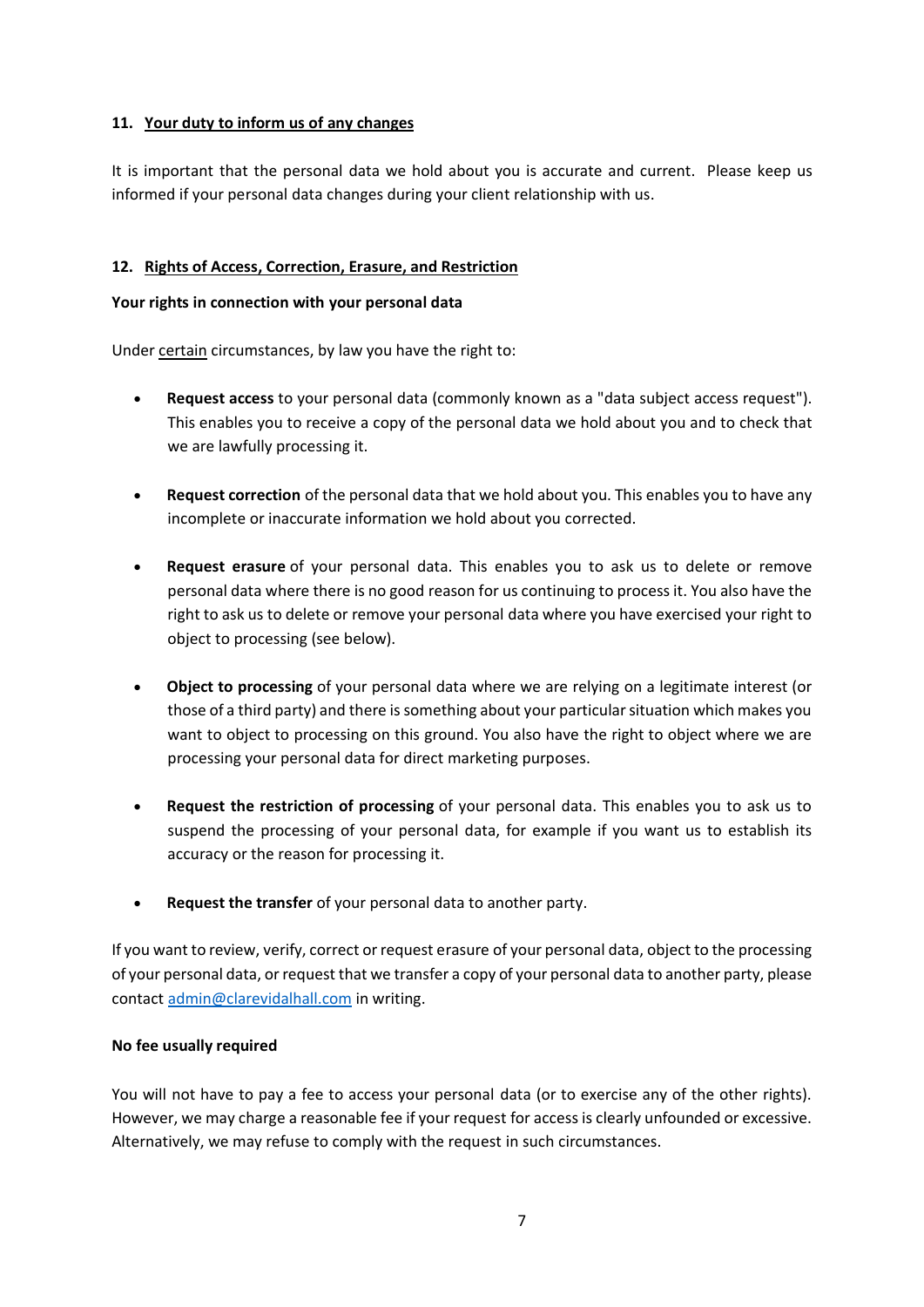## 11. Your duty to inform us of any changes

It is important that the personal data we hold about you is accurate and current. Please keep us informed if your personal data changes during your client relationship with us.

## 12. Rights of Access, Correction, Erasure, and Restriction

**Your rights in connection with your personal data**

Under certain circumstances, by law you have the right to:

- **Request access** to your personal data (commonly known as a "data subject access request"). This enables you to receive a copy of the personal data we hold about you and to check that we are lawfully processing it.

- **Request correction** of the personal data that we hold about you. This enables you to have any incomplete or inaccurate information we hold about you corrected.

- **Request erasure** of your personal data. This enables you to ask us to delete or remove personal data where there is no good reason for us continuing to process it. You also have the right to ask us to delete or remove your personal data where you have exercised your right to object to processing (see below).

- **Object to processing** of your personal data where we are relying on a legitimate interest (or those of a third party) and there is something about your particular situation which makes you want to object to processing on this ground. You also have the right to object where we are processing your personal data for direct marketing purposes.

- **Request the restriction of processing** of your personal data. This enables you to ask us to suspend the processing of your personal data, for example if you want us to establish its accuracy or the reason for processing it.

- **Request the transfer** of your personal data to another party.

If you want to review, verify, correct or request erasure of your personal data, object to the processing of your personal data, or request that we transfer a copy of your personal data to another party, please contact admin@clarevidalhall.com in writing.

**No fee usually required**

You will not have to pay a fee to access your personal data (or to exercise any of the other rights). However, we may charge a reasonable fee if your request for access is clearly unfounded or excessive. Alternatively, we may refuse to comply with the request in such circumstances.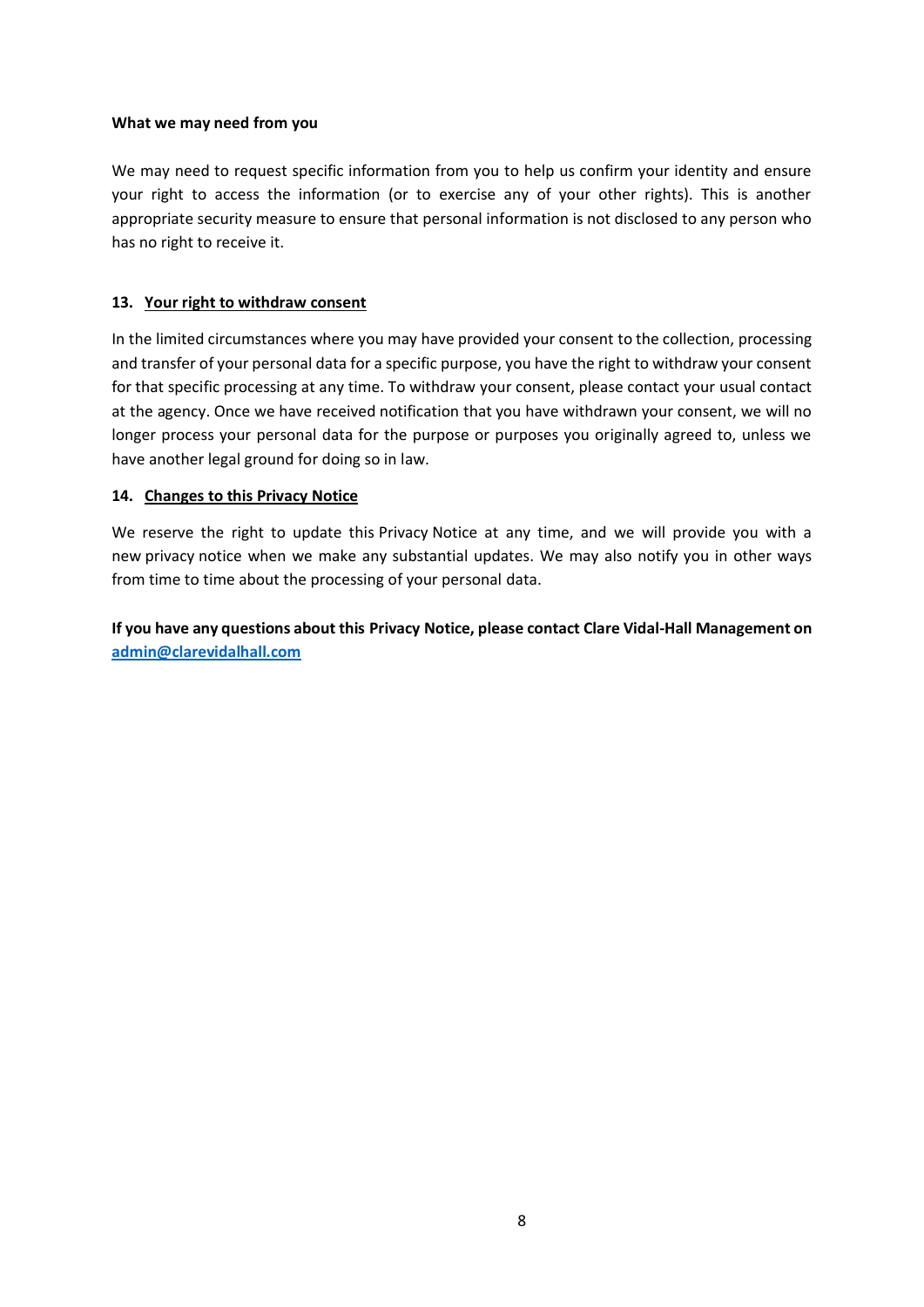**What we may need from you**

We may need to request specific information from you to help us confirm your identity and ensure your right to access the information (or to exercise any of your other rights). This is another appropriate security measure to ensure that personal information is not disclosed to any person who has no right to receive it.

## 13. Your right to withdraw consent

In the limited circumstances where you may have provided your consent to the collection, processing and transfer of your personal data for a specific purpose, you have the right to withdraw your consent for that specific processing at any time. To withdraw your consent, please contact your usual contact at the agency. Once we have received notification that you have withdrawn your consent, we will no longer process your personal data for the purpose or purposes you originally agreed to, unless we have another legal ground for doing so in law.

## 14. Changes to this Privacy Notice

We reserve the right to update this Privacy Notice at any time, and we will provide you with a new privacy notice when we make any substantial updates. We may also notify you in other ways from time to time about the processing of your personal data.

**If you have any questions about this Privacy Notice, please contact Clare Vidal-Hall Management on [admin@clarevidalhall.com](mailto:admin@clarevidalhall.com)**